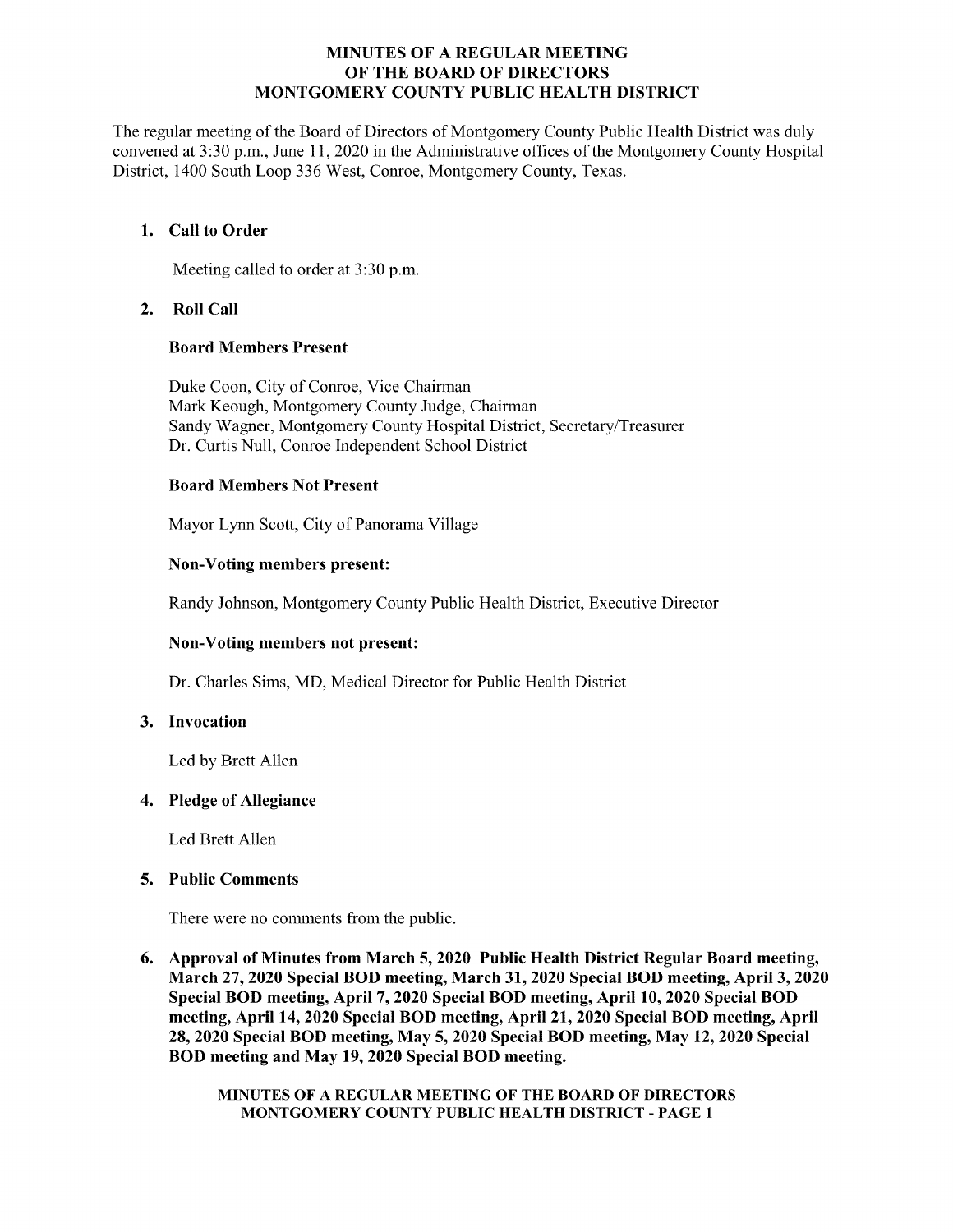# MINUTES OF A REGULAR MEETING OF THE BOARD OF DIRECTORS MONTGOMERY COUNTY PUBLIC HEALTH DISTRICT

The regular meeting of the Board of Directors of Montgomery County Public Health District was duly convened at 3:30 p.m., June 11, 2020 in the Administrative offices of the Montgomery County Hospital District, 1400 South Loop 336 West, Conroe, Montgomery County, Texas.

1. **Call to Order**

   Meeting called to order at 3:30 p.m.

2. **Roll Call**

   **Board Members Present**

   Duke Coon, City of Conroe, Vice Chairman
   Mark Keough, Montgomery County Judge, Chairman
   Sandy Wagner, Montgomery County Hospital District, Secretary/Treasurer
   Dr. Curtis Null, Conroe Independent School District

   **Board Members Not Present**

   Mayor Lynn Scott, City of Panorama Village

   **Non-Voting members present:**

   Randy Johnson, Montgomery County Public Health District, Executive Director

   **Non-Voting members not present:**

   Dr. Charles Sims, MD, Medical Director for Public Health District

3. **Invocation**

   Led by Brett Allen

4. **Pledge of Allegiance**

   Led Brett Allen

5. **Public Comments**

   There were no comments from the public.

6. **Approval of Minutes from March 5, 2020 Public Health District Regular Board meeting, March 27, 2020 Special BOD meeting, March 31, 2020 Special BOD meeting, April 3, 2020 Special BOD meeting, April 7, 2020 Special BOD meeting, April 10, 2020 Special BOD meeting, April 14, 2020 Special BOD meeting, April 21, 2020 Special BOD meeting, April 28, 2020 Special BOD meeting, May 5, 2020 Special BOD meeting, May 12, 2020 Special BOD meeting and May 19, 2020 Special BOD meeting.**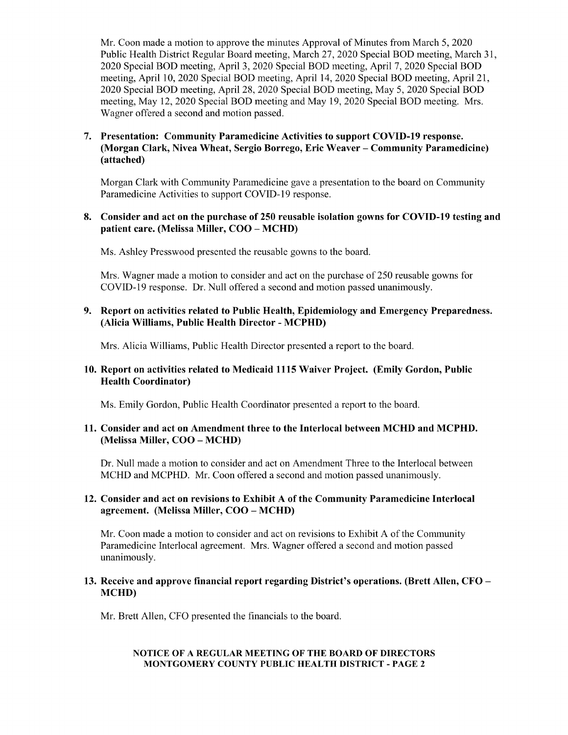Mr. Coon made a motion to approve the minutes Approval of Minutes from March 5, 2020 Public Health District Regular Board meeting, March 27, 2020 Special BOD meeting, March 31, 2020 Special BOD meeting, April 3, 2020 Special BOD meeting, April 7, 2020 Special BOD meeting, April 10, 2020 Special BOD meeting, April 14, 2020 Special BOD meeting, April 21, 2020 Special BOD meeting, April 28, 2020 Special BOD meeting, May 5, 2020 Special BOD meeting, May 12, 2020 Special BOD meeting and May 19, 2020 Special BOD meeting. Mrs. Wagner offered a second and motion passed.

**7. Presentation: Community Paramedicine Activities to support COVID-19 response. (Morgan Clark, Nivea Wheat, Sergio Borrego, Eric Weaver – Community Paramedicine) (attached)**

Morgan Clark with Community Paramedicine gave a presentation to the board on Community Paramedicine Activities to support COVID-19 response.

**8. Consider and act on the purchase of 250 reusable isolation gowns for COVID-19 testing and patient care. (Melissa Miller, COO – MCHD)**

Ms. Ashley Presswood presented the reusable gowns to the board.

Mrs. Wagner made a motion to consider and act on the purchase of 250 reusable gowns for COVID-19 response. Dr. Null offered a second and motion passed unanimously.

**9. Report on activities related to Public Health, Epidemiology and Emergency Preparedness. (Alicia Williams, Public Health Director - MCPHD)**

Mrs. Alicia Williams, Public Health Director presented a report to the board.

**10. Report on activities related to Medicaid 1115 Waiver Project. (Emily Gordon, Public Health Coordinator)**

Ms. Emily Gordon, Public Health Coordinator presented a report to the board.

**11. Consider and act on Amendment three to the Interlocal between MCHD and MCPHD. (Melissa Miller, COO – MCHD)**

Dr. Null made a motion to consider and act on Amendment Three to the Interlocal between MCHD and MCPHD. Mr. Coon offered a second and motion passed unanimously.

**12. Consider and act on revisions to Exhibit A of the Community Paramedicine Interlocal agreement. (Melissa Miller, COO – MCHD)**

Mr. Coon made a motion to consider and act on revisions to Exhibit A of the Community Paramedicine Interlocal agreement. Mrs. Wagner offered a second and motion passed unanimously.

**13. Receive and approve financial report regarding District's operations. (Brett Allen, CFO – MCHD)**

Mr. Brett Allen, CFO presented the financials to the board.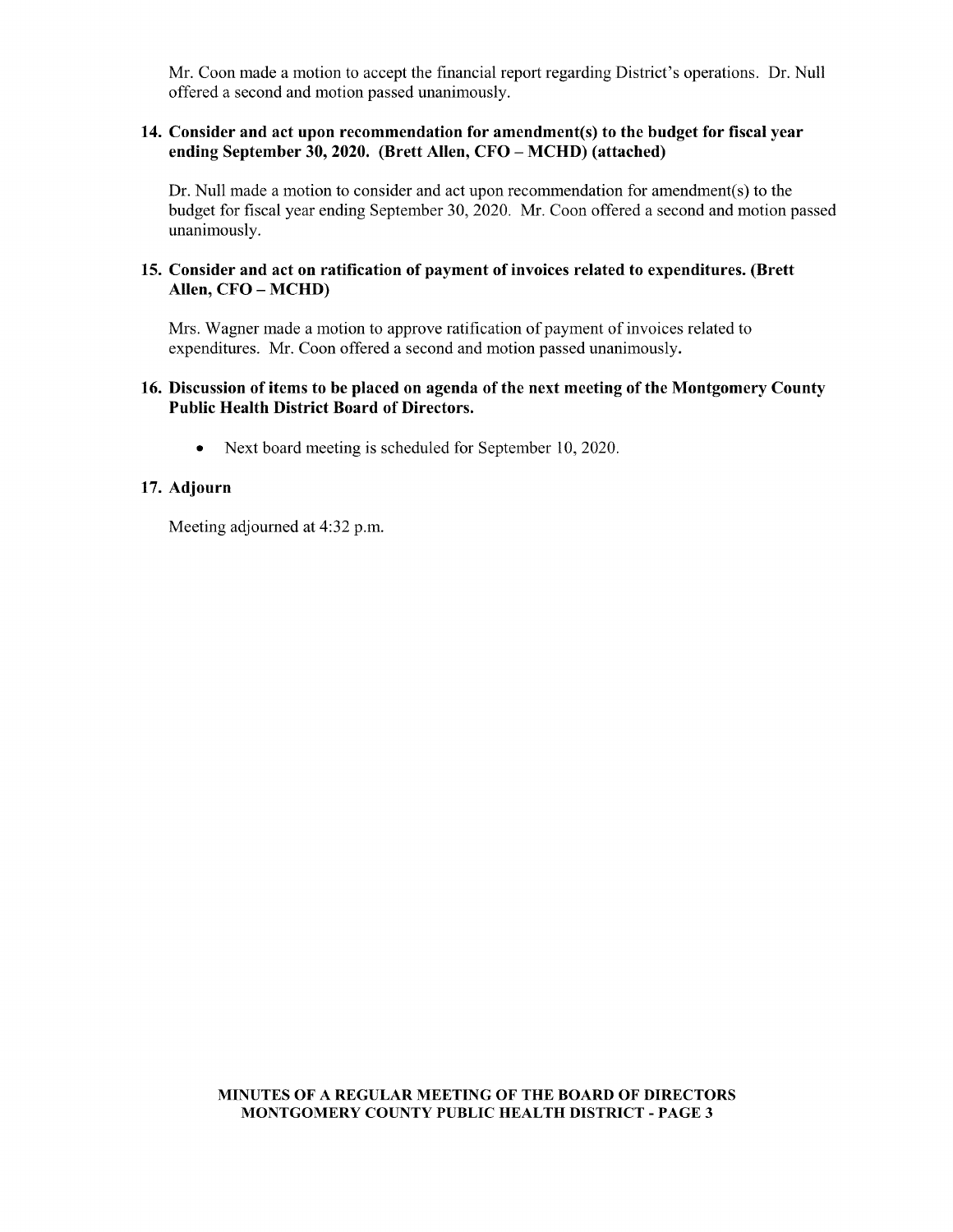Mr. Coon made a motion to accept the financial report regarding District's operations. Dr. Null offered a second and motion passed unanimously.

**14. Consider and act upon recommendation for amendment(s) to the budget for fiscal year ending September 30, 2020. (Brett Allen, CFO – MCHD) (attached)**

Dr. Null made a motion to consider and act upon recommendation for amendment(s) to the budget for fiscal year ending September 30, 2020. Mr. Coon offered a second and motion passed unanimously.

**15. Consider and act on ratification of payment of invoices related to expenditures. (Brett Allen, CFO – MCHD)**

Mrs. Wagner made a motion to approve ratification of payment of invoices related to expenditures. Mr. Coon offered a second and motion passed unanimously.

**16. Discussion of items to be placed on agenda of the next meeting of the Montgomery County Public Health District Board of Directors.**

- Next board meeting is scheduled for September 10, 2020.

**17. Adjourn**

Meeting adjourned at 4:32 p.m.

**MINUTES OF A REGULAR MEETING OF THE BOARD OF DIRECTORS MONTGOMERY COUNTY PUBLIC HEALTH DISTRICT - PAGE 3**